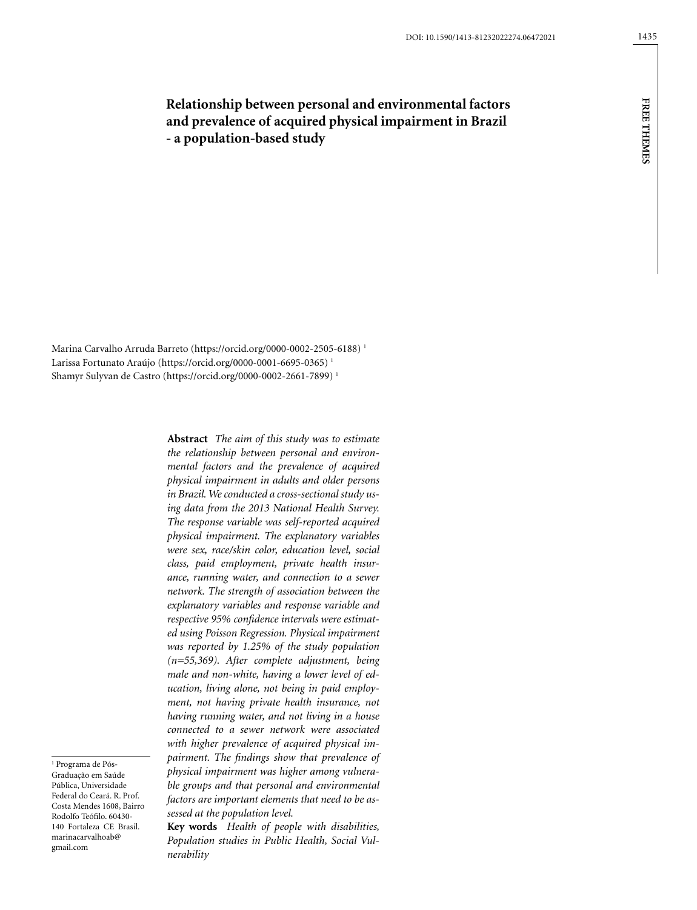# Relationship between personal and environmental factors and prevalence of acquired physical impairment in Brazil - a population-based study

Marina Carvalho Arruda Barreto (https://orcid.org/0000-0002-2505-6188) [1]
Larissa Fortunato Araújo (https://orcid.org/0000-0001-6695-0365) [1]
Shamyr Sulyvan de Castro (https://orcid.org/0000-0002-2661-7899) [1]

**Abstract** *The aim of this study was to estimate the relationship between personal and environmental factors and the prevalence of acquired physical impairment in adults and older persons in Brazil. We conducted a cross-sectional study using data from the 2013 National Health Survey. The response variable was self-reported acquired physical impairment. The explanatory variables were sex, race/skin color, education level, social class, paid employment, private health insurance, running water, and connection to a sewer network. The strength of association between the explanatory variables and response variable and respective 95% confidence intervals were estimated using Poisson Regression. Physical impairment was reported by 1.25% of the study population (n=55,369). After complete adjustment, being male and non-white, having a lower level of education, living alone, not being in paid employment, not having private health insurance, not having running water, and not living in a house connected to a sewer network were associated with higher prevalence of acquired physical impairment. The findings show that prevalence of physical impairment was higher among vulnerable groups and that personal and environmental factors are important elements that need to be assessed at the population level.*

**Key words** *Health of people with disabilities, Population studies in Public Health, Social Vulnerability*

[1] Programa de Pós-Graduação em Saúde Pública, Universidade Federal do Ceará. R. Prof. Costa Mendes 1608, Bairro Rodolfo Teófilo. 60430-140 Fortaleza CE Brasil. marinacarvalhoab@gmail.com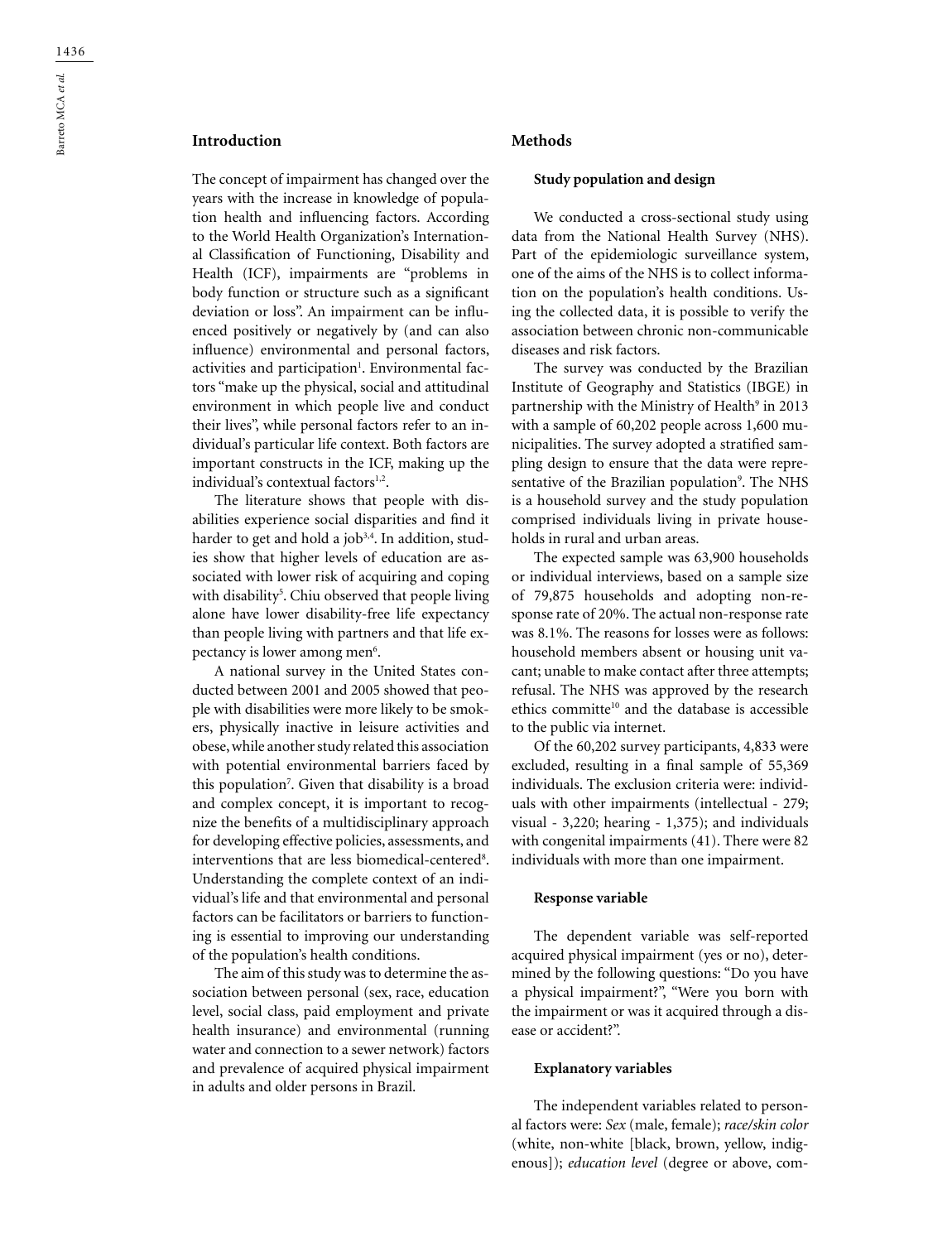## Introduction

The concept of impairment has changed over the years with the increase in knowledge of population health and influencing factors. According to the World Health Organization's International Classification of Functioning, Disability and Health (ICF), impairments are "problems in body function or structure such as a significant deviation or loss". An impairment can be influenced positively or negatively by (and can also influence) environmental and personal factors, activities and participation[1]. Environmental factors "make up the physical, social and attitudinal environment in which people live and conduct their lives", while personal factors refer to an individual's particular life context. Both factors are important constructs in the ICF, making up the individual's contextual factors[1,2].

The literature shows that people with disabilities experience social disparities and find it harder to get and hold a job[3,4]. In addition, studies show that higher levels of education are associated with lower risk of acquiring and coping with disability[5]. Chiu observed that people living alone have lower disability-free life expectancy than people living with partners and that life expectancy is lower among men[6].

A national survey in the United States conducted between 2001 and 2005 showed that people with disabilities were more likely to be smokers, physically inactive in leisure activities and obese, while another study related this association with potential environmental barriers faced by this population[7]. Given that disability is a broad and complex concept, it is important to recognize the benefits of a multidisciplinary approach for developing effective policies, assessments, and interventions that are less biomedical-centered[8]. Understanding the complete context of an individual's life and that environmental and personal factors can be facilitators or barriers to functioning is essential to improving our understanding of the population's health conditions.

The aim of this study was to determine the association between personal (sex, race, education level, social class, paid employment and private health insurance) and environmental (running water and connection to a sewer network) factors and prevalence of acquired physical impairment in adults and older persons in Brazil.

## Methods

### Study population and design

We conducted a cross-sectional study using data from the National Health Survey (NHS). Part of the epidemiologic surveillance system, one of the aims of the NHS is to collect information on the population's health conditions. Using the collected data, it is possible to verify the association between chronic non-communicable diseases and risk factors.

The survey was conducted by the Brazilian Institute of Geography and Statistics (IBGE) in partnership with the Ministry of Health[9] in 2013 with a sample of 60,202 people across 1,600 municipalities. The survey adopted a stratified sampling design to ensure that the data were representative of the Brazilian population[9]. The NHS is a household survey and the study population comprised individuals living in private households in rural and urban areas.

The expected sample was 63,900 households or individual interviews, based on a sample size of 79,875 households and adopting non-response rate of 20%. The actual non-response rate was 8.1%. The reasons for losses were as follows: household members absent or housing unit vacant; unable to make contact after three attempts; refusal. The NHS was approved by the research ethics committee[10] and the database is accessible to the public via internet.

Of the 60,202 survey participants, 4,833 were excluded, resulting in a final sample of 55,369 individuals. The exclusion criteria were: individuals with other impairments (intellectual - 279; visual - 3,220; hearing - 1,375); and individuals with congenital impairments (41). There were 82 individuals with more than one impairment.

### Response variable

The dependent variable was self-reported acquired physical impairment (yes or no), determined by the following questions: "Do you have a physical impairment?", "Were you born with the impairment or was it acquired through a disease or accident?".

### Explanatory variables

The independent variables related to personal factors were: *Sex* (male, female); *race/skin color* (white, non-white [black, brown, yellow, indigenous]); *education level* (degree or above, com-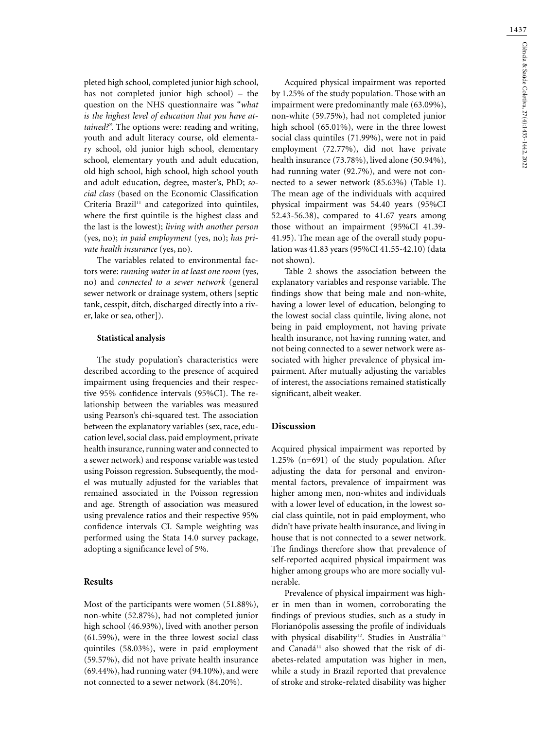pleted high school, completed junior high school, has not completed junior high school) – the question on the NHS questionnaire was "*what is the highest level of education that you have attained?*". The options were: reading and writing, youth and adult literacy course, old elementary school, old junior high school, elementary school, elementary youth and adult education, old high school, high school, high school youth and adult education, degree, master's, PhD; *social class* (based on the Economic Classification Criteria Brazil[11] and categorized into quintiles, where the first quintile is the highest class and the last is the lowest); *living with another person* (yes, no); *in paid employment* (yes, no); *has private health insurance* (yes, no).

The variables related to environmental factors were: *running water in at least one room* (yes, no) and *connected to a sewer network* (general sewer network or drainage system, others [septic tank, cesspit, ditch, discharged directly into a river, lake or sea, other]).

### Statistical analysis

The study population's characteristics were described according to the presence of acquired impairment using frequencies and their respective 95% confidence intervals (95%CI). The relationship between the variables was measured using Pearson's chi-squared test. The association between the explanatory variables (sex, race, education level, social class, paid employment, private health insurance, running water and connected to a sewer network) and response variable was tested using Poisson regression. Subsequently, the model was mutually adjusted for the variables that remained associated in the Poisson regression and age. Strength of association was measured using prevalence ratios and their respective 95% confidence intervals CI. Sample weighting was performed using the Stata 14.0 survey package, adopting a significance level of 5%.

## Results

Most of the participants were women (51.88%), non-white (52.87%), had not completed junior high school (46.93%), lived with another person (61.59%), were in the three lowest social class quintiles (58.03%), were in paid employment (59.57%), did not have private health insurance (69.44%), had running water (94.10%), and were not connected to a sewer network (84.20%).

Acquired physical impairment was reported by 1.25% of the study population. Those with an impairment were predominantly male (63.09%), non-white (59.75%), had not completed junior high school (65.01%), were in the three lowest social class quintiles (71.99%), were not in paid employment (72.77%), did not have private health insurance (73.78%), lived alone (50.94%), had running water (92.7%), and were not connected to a sewer network (85.63%) (Table 1). The mean age of the individuals with acquired physical impairment was 54.40 years (95%CI 52.43-56.38), compared to 41.67 years among those without an impairment (95%CI 41.39-41.95). The mean age of the overall study population was 41.83 years (95%CI 41.55-42.10) (data not shown).

Table 2 shows the association between the explanatory variables and response variable. The findings show that being male and non-white, having a lower level of education, belonging to the lowest social class quintile, living alone, not being in paid employment, not having private health insurance, not having running water, and not being connected to a sewer network were associated with higher prevalence of physical impairment. After mutually adjusting the variables of interest, the associations remained statistically significant, albeit weaker.

## Discussion

Acquired physical impairment was reported by 1.25% (n=691) of the study population. After adjusting the data for personal and environmental factors, prevalence of impairment was higher among men, non-whites and individuals with a lower level of education, in the lowest social class quintile, not in paid employment, who didn't have private health insurance, and living in house that is not connected to a sewer network. The findings therefore show that prevalence of self-reported acquired physical impairment was higher among groups who are more socially vulnerable.

Prevalence of physical impairment was higher in men than in women, corroborating the findings of previous studies, such as a study in Florianópolis assessing the profile of individuals with physical disability[12]. Studies in Austrália[13] and Canadá[14] also showed that the risk of diabetes-related amputation was higher in men, while a study in Brazil reported that prevalence of stroke and stroke-related disability was higher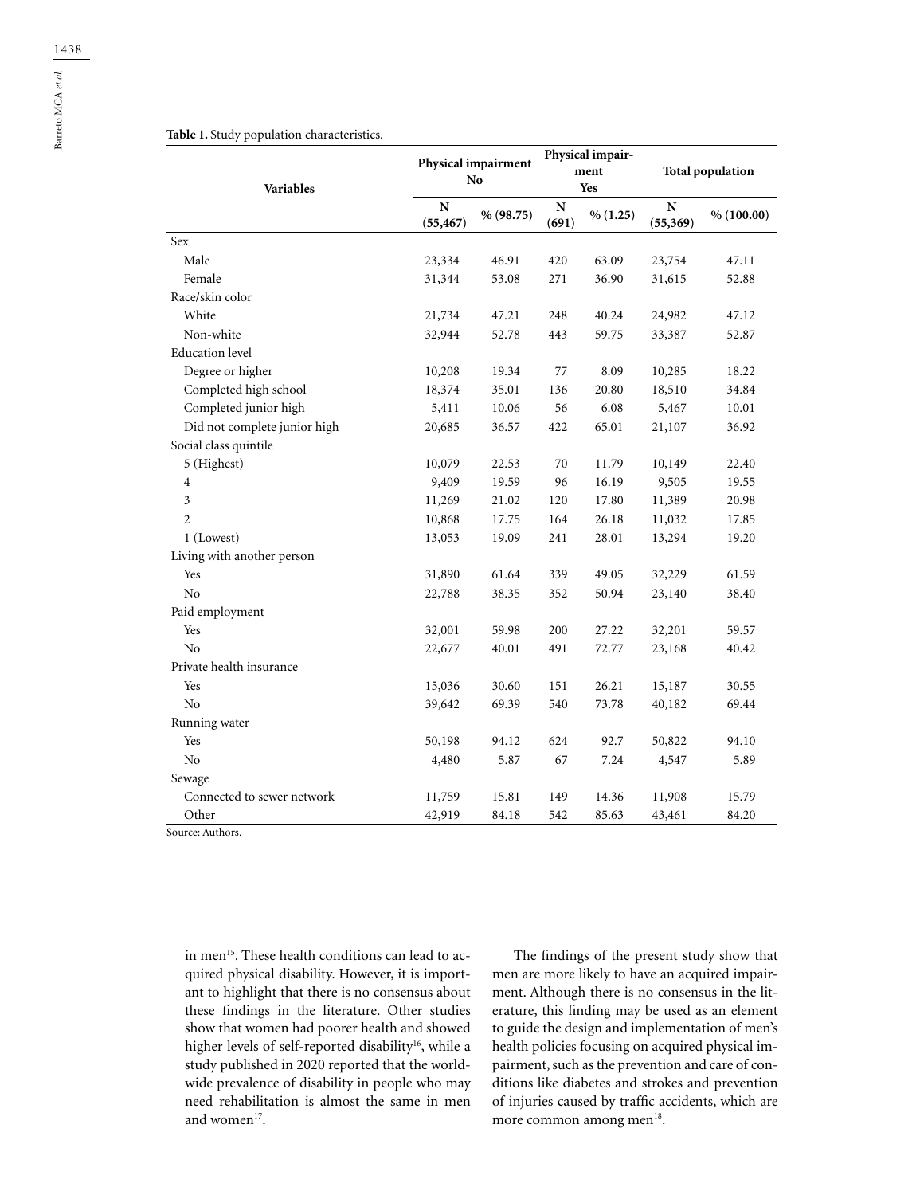**Table 1.** Study population characteristics.

| Variables | Physical impairment No | | Physical impairment Yes | | Total population | |
|---|---|---|---|---|---|---|
| | N (55,467) | % (98.75) | N (691) | % (1.25) | N (55,369) | % (100.00) |
| Sex | | | | | | |
| Male | 23,334 | 46.91 | 420 | 63.09 | 23,754 | 47.11 |
| Female | 31,344 | 53.08 | 271 | 36.90 | 31,615 | 52.88 |
| Race/skin color | | | | | | |
| White | 21,734 | 47.21 | 248 | 40.24 | 24,982 | 47.12 |
| Non-white | 32,944 | 52.78 | 443 | 59.75 | 33,387 | 52.87 |
| Education level | | | | | | |
| Degree or higher | 10,208 | 19.34 | 77 | 8.09 | 10,285 | 18.22 |
| Completed high school | 18,374 | 35.01 | 136 | 20.80 | 18,510 | 34.84 |
| Completed junior high | 5,411 | 10.06 | 56 | 6.08 | 5,467 | 10.01 |
| Did not complete junior high | 20,685 | 36.57 | 422 | 65.01 | 21,107 | 36.92 |
| Social class quintile | | | | | | |
| 5 (Highest) | 10,079 | 22.53 | 70 | 11.79 | 10,149 | 22.40 |
| 4 | 9,409 | 19.59 | 96 | 16.19 | 9,505 | 19.55 |
| 3 | 11,269 | 21.02 | 120 | 17.80 | 11,389 | 20.98 |
| 2 | 10,868 | 17.75 | 164 | 26.18 | 11,032 | 17.85 |
| 1 (Lowest) | 13,053 | 19.09 | 241 | 28.01 | 13,294 | 19.20 |
| Living with another person | | | | | | |
| Yes | 31,890 | 61.64 | 339 | 49.05 | 32,229 | 61.59 |
| No | 22,788 | 38.35 | 352 | 50.94 | 23,140 | 38.40 |
| Paid employment | | | | | | |
| Yes | 32,001 | 59.98 | 200 | 27.22 | 32,201 | 59.57 |
| No | 22,677 | 40.01 | 491 | 72.77 | 23,168 | 40.42 |
| Private health insurance | | | | | | |
| Yes | 15,036 | 30.60 | 151 | 26.21 | 15,187 | 30.55 |
| No | 39,642 | 69.39 | 540 | 73.78 | 40,182 | 69.44 |
| Running water | | | | | | |
| Yes | 50,198 | 94.12 | 624 | 92.7 | 50,822 | 94.10 |
| No | 4,480 | 5.87 | 67 | 7.24 | 4,547 | 5.89 |
| Sewage | | | | | | |
| Connected to sewer network | 11,759 | 15.81 | 149 | 14.36 | 11,908 | 15.79 |
| Other | 42,919 | 84.18 | 542 | 85.63 | 43,461 | 84.20 |

Source: Authors.

in men[15]. These health conditions can lead to acquired physical disability. However, it is important to highlight that there is no consensus about these findings in the literature. Other studies show that women had poorer health and showed higher levels of self-reported disability[16], while a study published in 2020 reported that the worldwide prevalence of disability in people who may need rehabilitation is almost the same in men and women[17].

The findings of the present study show that men are more likely to have an acquired impairment. Although there is no consensus in the literature, this finding may be used as an element to guide the design and implementation of men's health policies focusing on acquired physical impairment, such as the prevention and care of conditions like diabetes and strokes and prevention of injuries caused by traffic accidents, which are more common among men[18].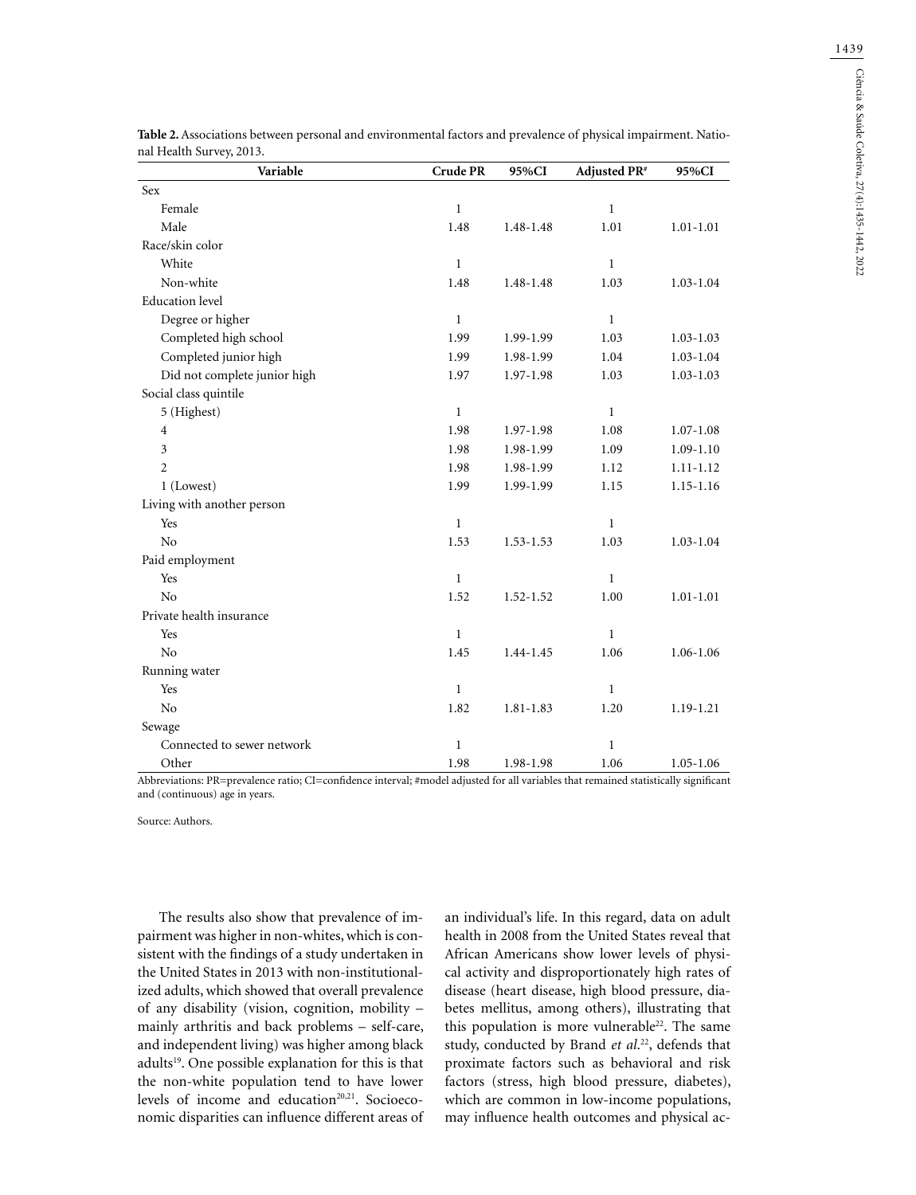**Table 2.** Associations between personal and environmental factors and prevalence of physical impairment. National Health Survey, 2013.

| Variable | Crude PR | 95%CI | Adjusted PR# | 95%CI |
|---|---|---|---|---|
| Sex | | | | |
| Female | 1 | | 1 | |
| Male | 1.48 | 1.48-1.48 | 1.01 | 1.01-1.01 |
| Race/skin color | | | | |
| White | 1 | | 1 | |
| Non-white | 1.48 | 1.48-1.48 | 1.03 | 1.03-1.04 |
| Education level | | | | |
| Degree or higher | 1 | | 1 | |
| Completed high school | 1.99 | 1.99-1.99 | 1.03 | 1.03-1.03 |
| Completed junior high | 1.99 | 1.98-1.99 | 1.04 | 1.03-1.04 |
| Did not complete junior high | 1.97 | 1.97-1.98 | 1.03 | 1.03-1.03 |
| Social class quintile | | | | |
| 5 (Highest) | 1 | | 1 | |
| 4 | 1.98 | 1.97-1.98 | 1.08 | 1.07-1.08 |
| 3 | 1.98 | 1.98-1.99 | 1.09 | 1.09-1.10 |
| 2 | 1.98 | 1.98-1.99 | 1.12 | 1.11-1.12 |
| 1 (Lowest) | 1.99 | 1.99-1.99 | 1.15 | 1.15-1.16 |
| Living with another person | | | | |
| Yes | 1 | | 1 | |
| No | 1.53 | 1.53-1.53 | 1.03 | 1.03-1.04 |
| Paid employment | | | | |
| Yes | 1 | | 1 | |
| No | 1.52 | 1.52-1.52 | 1.00 | 1.01-1.01 |
| Private health insurance | | | | |
| Yes | 1 | | 1 | |
| No | 1.45 | 1.44-1.45 | 1.06 | 1.06-1.06 |
| Running water | | | | |
| Yes | 1 | | 1 | |
| No | 1.82 | 1.81-1.83 | 1.20 | 1.19-1.21 |
| Sewage | | | | |
| Connected to sewer network | 1 | | 1 | |
| Other | 1.98 | 1.98-1.98 | 1.06 | 1.05-1.06 |

Abbreviations: PR=prevalence ratio; CI=confidence interval; #model adjusted for all variables that remained statistically significant and (continuous) age in years.

Source: Authors.

The results also show that prevalence of impairment was higher in non-whites, which is consistent with the findings of a study undertaken in the United States in 2013 with non-institutionalized adults, which showed that overall prevalence of any disability (vision, cognition, mobility – mainly arthritis and back problems – self-care, and independent living) was higher among black adults[19]. One possible explanation for this is that the non-white population tend to have lower levels of income and education[20,21]. Socioeconomic disparities can influence different areas of an individual's life. In this regard, data on adult health in 2008 from the United States reveal that African Americans show lower levels of physical activity and disproportionately high rates of disease (heart disease, high blood pressure, diabetes mellitus, among others), illustrating that this population is more vulnerable[22]. The same study, conducted by Brand *et al.*[22], defends that proximate factors such as behavioral and risk factors (stress, high blood pressure, diabetes), which are common in low-income populations, may influence health outcomes and physical ac-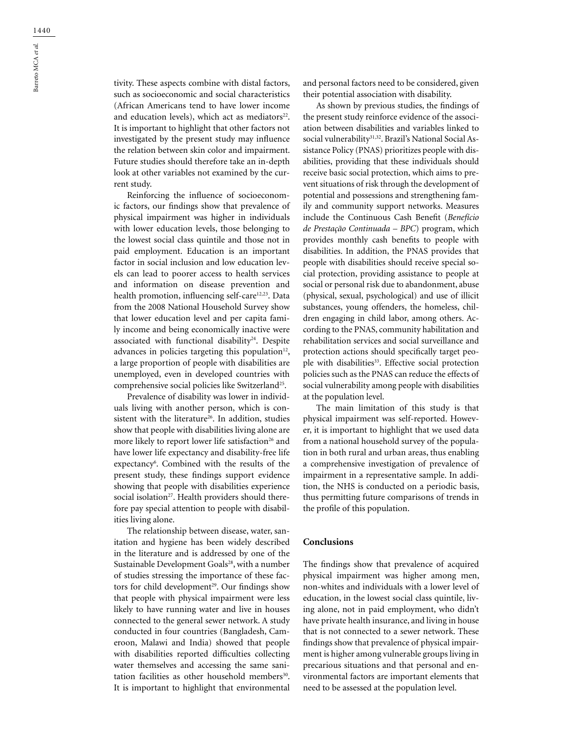tivity. These aspects combine with distal factors, such as socioeconomic and social characteristics (African Americans tend to have lower income and education levels), which act as mediators[22]. It is important to highlight that other factors not investigated by the present study may influence the relation between skin color and impairment. Future studies should therefore take an in-depth look at other variables not examined by the current study.

Reinforcing the influence of socioeconomic factors, our findings show that prevalence of physical impairment was higher in individuals with lower education levels, those belonging to the lowest social class quintile and those not in paid employment. Education is an important factor in social inclusion and low education levels can lead to poorer access to health services and information on disease prevention and health promotion, influencing self-care[12,23]. Data from the 2008 National Household Survey show that lower education level and per capita family income and being economically inactive were associated with functional disability[24]. Despite advances in policies targeting this population[12], a large proportion of people with disabilities are unemployed, even in developed countries with comprehensive social policies like Switzerland[25].

Prevalence of disability was lower in individuals living with another person, which is consistent with the literature[26]. In addition, studies show that people with disabilities living alone are more likely to report lower life satisfaction[26] and have lower life expectancy and disability-free life expectancy[6]. Combined with the results of the present study, these findings support evidence showing that people with disabilities experience social isolation[27]. Health providers should therefore pay special attention to people with disabilities living alone.

The relationship between disease, water, sanitation and hygiene has been widely described in the literature and is addressed by one of the Sustainable Development Goals[28], with a number of studies stressing the importance of these factors for child development[29]. Our findings show that people with physical impairment were less likely to have running water and live in houses connected to the general sewer network. A study conducted in four countries (Bangladesh, Cameroon, Malawi and India) showed that people with disabilities reported difficulties collecting water themselves and accessing the same sanitation facilities as other household members[30]. It is important to highlight that environmental and personal factors need to be considered, given their potential association with disability.

As shown by previous studies, the findings of the present study reinforce evidence of the association between disabilities and variables linked to social vulnerability[31,32]. Brazil's National Social Assistance Policy (PNAS) prioritizes people with disabilities, providing that these individuals should receive basic social protection, which aims to prevent situations of risk through the development of potential and possessions and strengthening family and community support networks. Measures include the Continuous Cash Benefit (*Benefício de Prestação Continuada – BPC*) program, which provides monthly cash benefits to people with disabilities. In addition, the PNAS provides that people with disabilities should receive special social protection, providing assistance to people at social or personal risk due to abandonment, abuse (physical, sexual, psychological) and use of illicit substances, young offenders, the homeless, children engaging in child labor, among others. According to the PNAS, community habilitation and rehabilitation services and social surveillance and protection actions should specifically target people with disabilities[33]. Effective social protection policies such as the PNAS can reduce the effects of social vulnerability among people with disabilities at the population level.

The main limitation of this study is that physical impairment was self-reported. However, it is important to highlight that we used data from a national household survey of the population in both rural and urban areas, thus enabling a comprehensive investigation of prevalence of impairment in a representative sample. In addition, the NHS is conducted on a periodic basis, thus permitting future comparisons of trends in the profile of this population.

## Conclusions

The findings show that prevalence of acquired physical impairment was higher among men, non-whites and individuals with a lower level of education, in the lowest social class quintile, living alone, not in paid employment, who didn't have private health insurance, and living in house that is not connected to a sewer network. These findings show that prevalence of physical impairment is higher among vulnerable groups living in precarious situations and that personal and environmental factors are important elements that need to be assessed at the population level.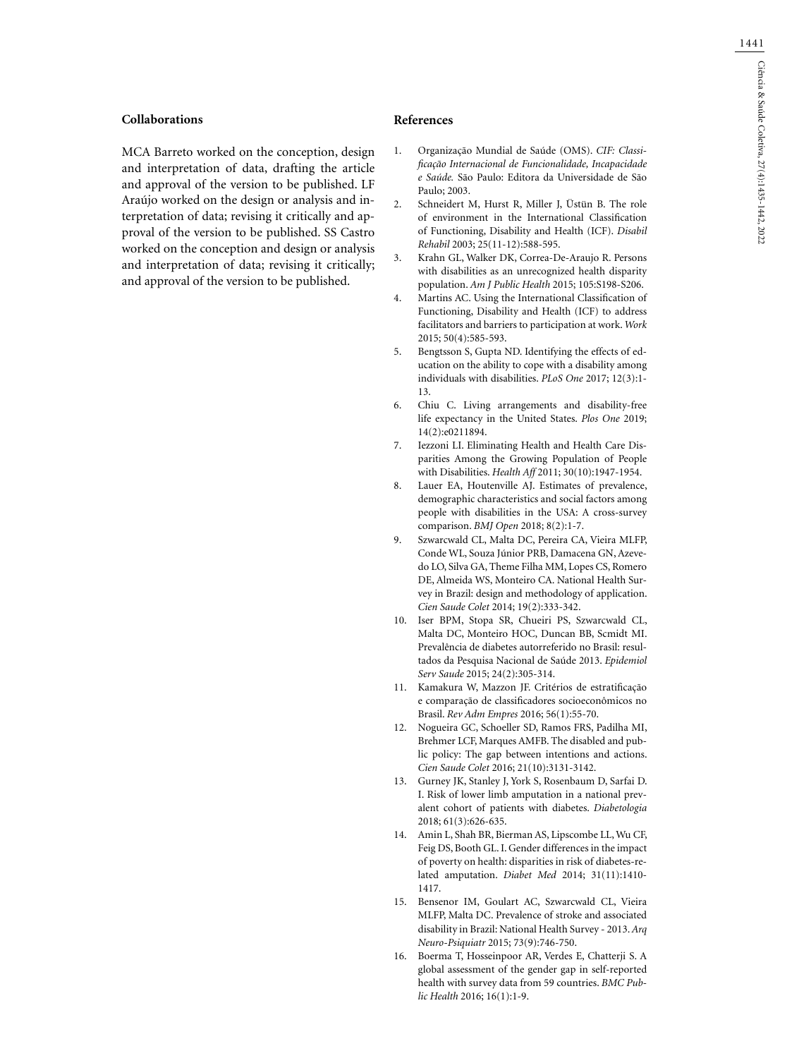## Collaborations

MCA Barreto worked on the conception, design and interpretation of data, drafting the article and approval of the version to be published. LF Araújo worked on the design or analysis and interpretation of data; revising it critically and approval of the version to be published. SS Castro worked on the conception and design or analysis and interpretation of data; revising it critically; and approval of the version to be published.

## References

1. Organização Mundial de Saúde (OMS). *CIF: Classificação Internacional de Funcionalidade, Incapacidade e Saúde.* São Paulo: Editora da Universidade de São Paulo; 2003.
2. Schneidert M, Hurst R, Miller J, Üstün B. The role of environment in the International Classification of Functioning, Disability and Health (ICF). *Disabil Rehabil* 2003; 25(11-12):588-595.
3. Krahn GL, Walker DK, Correa-De-Araujo R. Persons with disabilities as an unrecognized health disparity population. *Am J Public Health* 2015; 105:S198-S206.
4. Martins AC. Using the International Classification of Functioning, Disability and Health (ICF) to address facilitators and barriers to participation at work. *Work* 2015; 50(4):585-593.
5. Bengtsson S, Gupta ND. Identifying the effects of education on the ability to cope with a disability among individuals with disabilities. *PLoS One* 2017; 12(3):1-13.
6. Chiu C. Living arrangements and disability-free life expectancy in the United States. *Plos One* 2019; 14(2):e0211894.
7. Iezzoni LI. Eliminating Health and Health Care Disparities Among the Growing Population of People with Disabilities. *Health Aff* 2011; 30(10):1947-1954.
8. Lauer EA, Houtenville AJ. Estimates of prevalence, demographic characteristics and social factors among people with disabilities in the USA: A cross-survey comparison. *BMJ Open* 2018; 8(2):1-7.
9. Szwarcwald CL, Malta DC, Pereira CA, Vieira MLFP, Conde WL, Souza Júnior PRB, Damacena GN, Azevedo LO, Silva GA, Theme Filha MM, Lopes CS, Romero DE, Almeida WS, Monteiro CA. National Health Survey in Brazil: design and methodology of application. *Cien Saude Colet* 2014; 19(2):333-342.
10. Iser BPM, Stopa SR, Chueiri PS, Szwarcwald CL, Malta DC, Monteiro HOC, Duncan BB, Scmidt MI. Prevalência de diabetes autorreferido no Brasil: resultados da Pesquisa Nacional de Saúde 2013. *Epidemiol Serv Saude* 2015; 24(2):305-314.
11. Kamakura W, Mazzon JF. Critérios de estratificação e comparação de classificadores socioeconômicos no Brasil. *Rev Adm Empres* 2016; 56(1):55-70.
12. Nogueira GC, Schoeller SD, Ramos FRS, Padilha MI, Brehmer LCF, Marques AMFB. The disabled and public policy: The gap between intentions and actions. *Cien Saude Colet* 2016; 21(10):3131-3142.
13. Gurney JK, Stanley J, York S, Rosenbaum D, Sarfai D. I. Risk of lower limb amputation in a national prevalent cohort of patients with diabetes. *Diabetologia* 2018; 61(3):626-635.
14. Amin L, Shah BR, Bierman AS, Lipscombe LL, Wu CF, Feig DS, Booth GL. I. Gender differences in the impact of poverty on health: disparities in risk of diabetes-related amputation. *Diabet Med* 2014; 31(11):1410-1417.
15. Bensenor IM, Goulart AC, Szwarcwald CL, Vieira MLFP, Malta DC. Prevalence of stroke and associated disability in Brazil: National Health Survey - 2013. *Arq Neuro-Psiquiatr* 2015; 73(9):746-750.
16. Boerma T, Hosseinpoor AR, Verdes E, Chatterji S. A global assessment of the gender gap in self-reported health with survey data from 59 countries. *BMC Public Health* 2016; 16(1):1-9.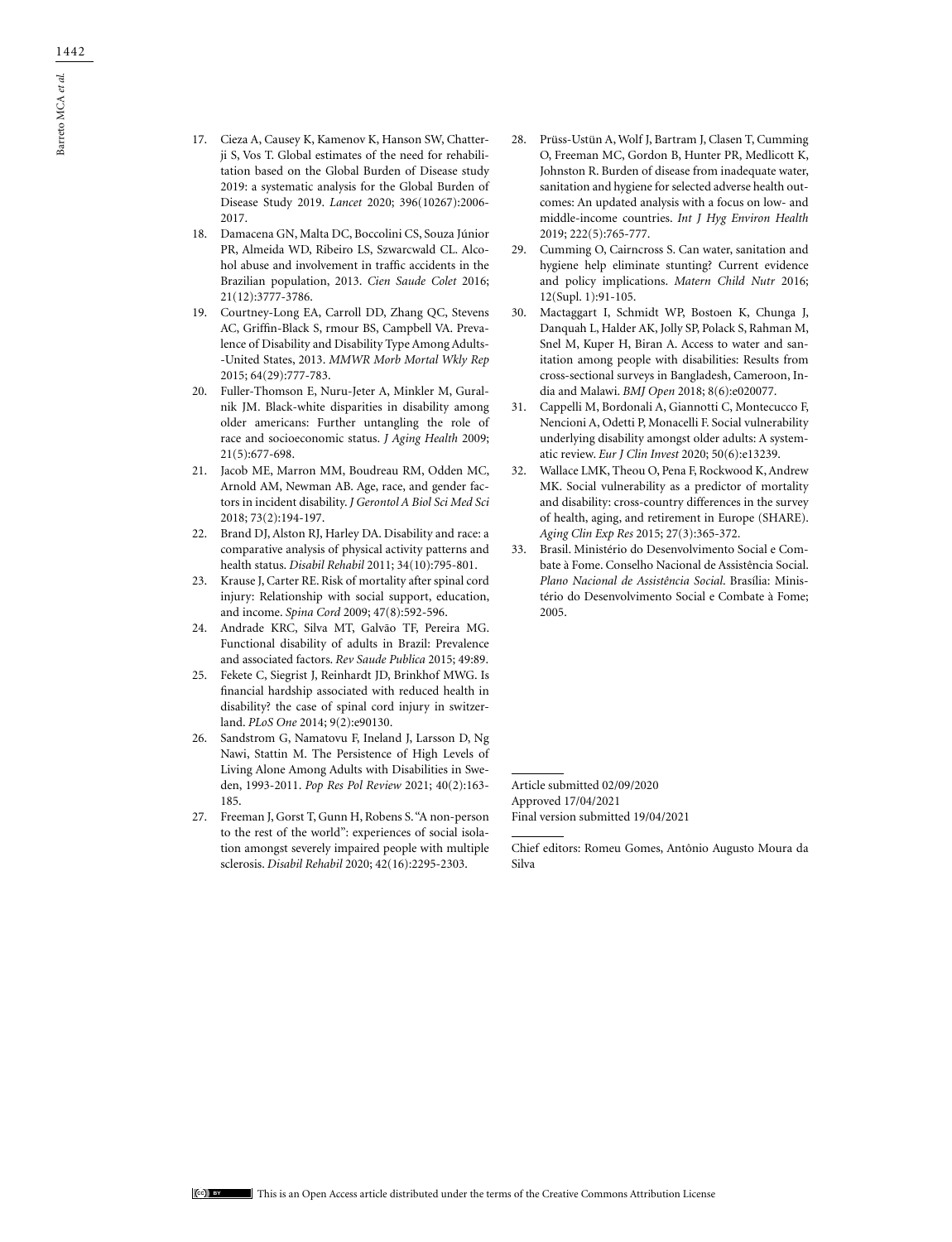17. Cieza A, Causey K, Kamenov K, Hanson SW, Chatterji S, Vos T. Global estimates of the need for rehabilitation based on the Global Burden of Disease study 2019: a systematic analysis for the Global Burden of Disease Study 2019. *Lancet* 2020; 396(10267):2006-2017.
18. Damacena GN, Malta DC, Boccolini CS, Souza Júnior PR, Almeida WD, Ribeiro LS, Szwarcwald CL. Alcohol abuse and involvement in traffic accidents in the Brazilian population, 2013. *Cien Saude Colet* 2016; 21(12):3777-3786.
19. Courtney-Long EA, Carroll DD, Zhang QC, Stevens AC, Griffin-Black S, rmour BS, Campbell VA. Prevalence of Disability and Disability Type Among Adults--United States, 2013. *MMWR Morb Mortal Wkly Rep* 2015; 64(29):777-783.
20. Fuller-Thomson E, Nuru-Jeter A, Minkler M, Guralnik JM. Black-white disparities in disability among older americans: Further untangling the role of race and socioeconomic status. *J Aging Health* 2009; 21(5):677-698.
21. Jacob ME, Marron MM, Boudreau RM, Odden MC, Arnold AM, Newman AB. Age, race, and gender factors in incident disability. *J Gerontol A Biol Sci Med Sci* 2018; 73(2):194-197.
22. Brand DJ, Alston RJ, Harley DA. Disability and race: a comparative analysis of physical activity patterns and health status. *Disabil Rehabil* 2011; 34(10):795-801.
23. Krause J, Carter RE. Risk of mortality after spinal cord injury: Relationship with social support, education, and income. *Spina Cord* 2009; 47(8):592-596.
24. Andrade KRC, Silva MT, Galvão TF, Pereira MG. Functional disability of adults in Brazil: Prevalence and associated factors. *Rev Saude Publica* 2015; 49:89.
25. Fekete C, Siegrist J, Reinhardt JD, Brinkhof MWG. Is financial hardship associated with reduced health in disability? the case of spinal cord injury in switzerland. *PLoS One* 2014; 9(2):e90130.
26. Sandstrom G, Namatovu F, Ineland J, Larsson D, Ng Nawi, Stattin M. The Persistence of High Levels of Living Alone Among Adults with Disabilities in Sweden, 1993-2011. *Pop Res Pol Review* 2021; 40(2):163-185.
27. Freeman J, Gorst T, Gunn H, Robens S. "A non-person to the rest of the world": experiences of social isolation amongst severely impaired people with multiple sclerosis. *Disabil Rehabil* 2020; 42(16):2295-2303.
28. Prüss-Ustün A, Wolf J, Bartram J, Clasen T, Cumming O, Freeman MC, Gordon B, Hunter PR, Medlicott K, Johnston R. Burden of disease from inadequate water, sanitation and hygiene for selected adverse health outcomes: An updated analysis with a focus on low- and middle-income countries. *Int J Hyg Environ Health* 2019; 222(5):765-777.
29. Cumming O, Cairncross S. Can water, sanitation and hygiene help eliminate stunting? Current evidence and policy implications. *Matern Child Nutr* 2016; 12(Supl. 1):91-105.
30. Mactaggart I, Schmidt WP, Bostoen K, Chunga J, Danquah L, Halder AK, Jolly SP, Polack S, Rahman M, Snel M, Kuper H, Biran A. Access to water and sanitation among people with disabilities: Results from cross-sectional surveys in Bangladesh, Cameroon, India and Malawi. *BMJ Open* 2018; 8(6):e020077.
31. Cappelli M, Bordonali A, Giannotti C, Montecucco F, Nencioni A, Odetti P, Monacelli F. Social vulnerability underlying disability amongst older adults: A systematic review. *Eur J Clin Invest* 2020; 50(6):e13239.
32. Wallace LMK, Theou O, Pena F, Rockwood K, Andrew MK. Social vulnerability as a predictor of mortality and disability: cross-country differences in the survey of health, aging, and retirement in Europe (SHARE). *Aging Clin Exp Res* 2015; 27(3):365-372.
33. Brasil. Ministério do Desenvolvimento Social e Combate à Fome. Conselho Nacional de Assistência Social. *Plano Nacional de Assistência Social*. Brasília: Ministério do Desenvolvimento Social e Combate à Fome; 2005.

Article submitted 02/09/2020
Approved 17/04/2021
Final version submitted 19/04/2021

Chief editors: Romeu Gomes, Antônio Augusto Moura da Silva

This is an Open Access article distributed under the terms of the Creative Commons Attribution License